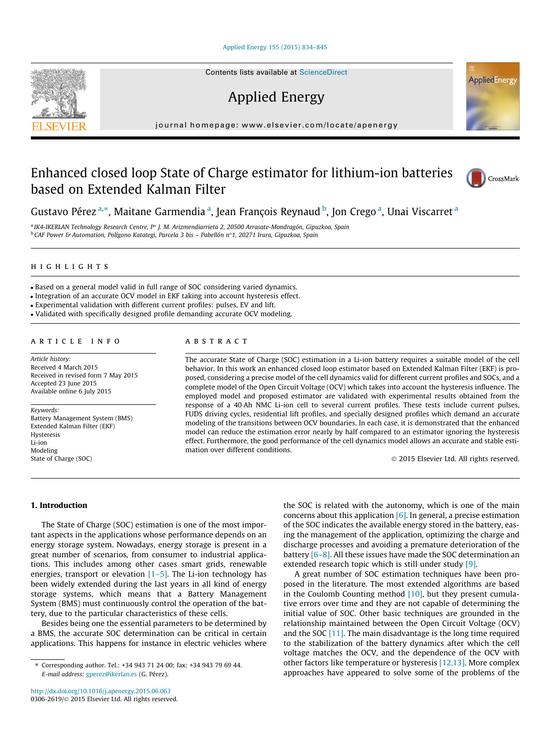# Enhanced closed loop State of Charge estimator for lithium-ion batteries based on Extended Kalman Filter

Gustavo Pérez [a,*], Maitane Garmendia [a], Jean François Reynaud [b], Jon Crego [a], Unai Viscarret [a]

[a] IK4-IKERLAN Technology Research Centre, Pº J. M. Arizmendiarrieta 2, 20500 Arrasate-Mondragón, Gipuzkoa, Spain
[b] CAF Power & Automation, Polígono Katategi, Parcela 3 bis – Pabellón nº1, 20271 Irura, Gipuzkoa, Spain

## HIGHLIGHTS

- Based on a general model valid in full range of SOC considering varied dynamics.
- Integration of an accurate OCV model in EKF taking into account hysteresis effect.
- Experimental validation with different current profiles: pulses, EV and lift.
- Validated with specifically designed profile demanding accurate OCV modeling.

## ARTICLE INFO

*Article history:*
Received 4 March 2015
Received in revised form 7 May 2015
Accepted 23 June 2015
Available online 6 July 2015

*Keywords:*
Battery Management System (BMS)
Extended Kalman Filter (EKF)
Hysteresis
Li-ion
Modeling
State of Charge (SOC)

## ABSTRACT

The accurate State of Charge (SOC) estimation in a Li-ion battery requires a suitable model of the cell behavior. In this work an enhanced closed loop estimator based on Extended Kalman Filter (EKF) is proposed, considering a precise model of the cell dynamics valid for different current profiles and SOCs, and a complete model of the Open Circuit Voltage (OCV) which takes into account the hysteresis influence. The employed model and proposed estimator are validated with experimental results obtained from the response of a 40 Ah NMC Li-ion cell to several current profiles. These tests include current pulses, FUDS driving cycles, residential lift profiles, and specially designed profiles which demand an accurate modeling of the transitions between OCV boundaries. In each case, it is demonstrated that the enhanced model can reduce the estimation error nearly by half compared to an estimator ignoring the hysteresis effect. Furthermore, the good performance of the cell dynamics model allows an accurate and stable estimation over different conditions.

© 2015 Elsevier Ltd. All rights reserved.

## 1. Introduction

The State of Charge (SOC) estimation is one of the most important aspects in the applications whose performance depends on an energy storage system. Nowadays, energy storage is present in a great number of scenarios, from consumer to industrial applications. This includes among other cases smart grids, renewable energies, transport or elevation [1–5]. The Li-ion technology has been widely extended during the last years in all kind of energy storage systems, which means that a Battery Management System (BMS) must continuously control the operation of the battery, due to the particular characteristics of these cells.

Besides being one the essential parameters to be determined by a BMS, the accurate SOC determination can be critical in certain applications. This happens for instance in electric vehicles where the SOC is related with the autonomy, which is one of the main concerns about this application [6]. In general, a precise estimation of the SOC indicates the available energy stored in the battery, easing the management of the application, optimizing the charge and discharge processes and avoiding a premature deterioration of the battery [6–8]. All these issues have made the SOC determination an extended research topic which is still under study [9].

A great number of SOC estimation techniques have been proposed in the literature. The most extended algorithms are based in the Coulomb Counting method [10], but they present cumulative errors over time and they are not capable of determining the initial value of SOC. Other basic techniques are grounded in the relationship maintained between the Open Circuit Voltage (OCV) and the SOC [11]. The main disadvantage is the long time required to the stabilization of the battery dynamics after which the cell voltage matches the OCV, and the dependence of the OCV with other factors like temperature or hysteresis [12,13]. More complex approaches have appeared to solve some of the problems of the

* Corresponding author. Tel.: +34 943 71 24 00; fax: +34 943 79 69 44.
*E-mail address:* gperez@ikerlan.es (G. Pérez).

http://dx.doi.org/10.1016/j.apenergy.2015.06.063
0306-2619/© 2015 Elsevier Ltd. All rights reserved.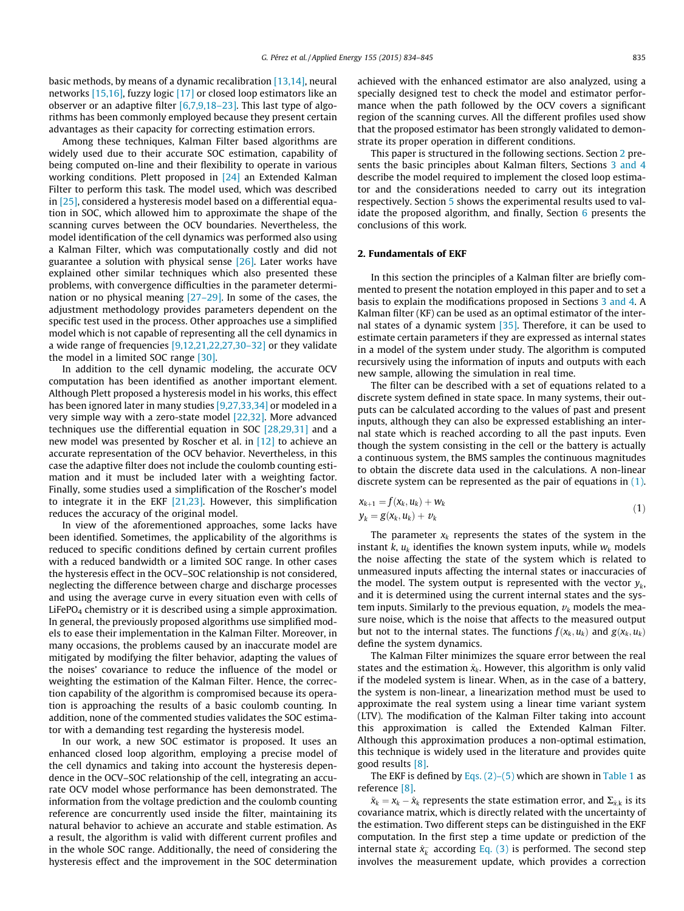basic methods, by means of a dynamic recalibration [13,14], neural networks [15,16], fuzzy logic [17] or closed loop estimators like an observer or an adaptive filter [6,7,9,18–23]. This last type of algorithms has been commonly employed because they present certain advantages as their capacity for correcting estimation errors.

Among these techniques, Kalman Filter based algorithms are widely used due to their accurate SOC estimation, capability of being computed on-line and their flexibility to operate in various working conditions. Plett proposed in [24] an Extended Kalman Filter to perform this task. The model used, which was described in [25], considered a hysteresis model based on a differential equation in SOC, which allowed him to approximate the shape of the scanning curves between the OCV boundaries. Nevertheless, the model identification of the cell dynamics was performed also using a Kalman Filter, which was computationally costly and did not guarantee a solution with physical sense [26]. Later works have explained other similar techniques which also presented these problems, with convergence difficulties in the parameter determination or no physical meaning [27–29]. In some of the cases, the adjustment methodology provides parameters dependent on the specific test used in the process. Other approaches use a simplified model which is not capable of representing all the cell dynamics in a wide range of frequencies [9,12,21,22,27,30–32] or they validate the model in a limited SOC range [30].

In addition to the cell dynamic modeling, the accurate OCV computation has been identified as another important element. Although Plett proposed a hysteresis model in his works, this effect has been ignored later in many studies [9,27,33,34] or modeled in a very simple way with a zero-state model [22,32]. More advanced techniques use the differential equation in SOC [28,29,31] and a new model was presented by Roscher et al. in [12] to achieve an accurate representation of the OCV behavior. Nevertheless, in this case the adaptive filter does not include the coulomb counting estimation and it must be included later with a weighting factor. Finally, some studies used a simplification of the Roscher's model to integrate it in the EKF [21,23]. However, this simplification reduces the accuracy of the original model.

In view of the aforementioned approaches, some lacks have been identified. Sometimes, the applicability of the algorithms is reduced to specific conditions defined by certain current profiles with a reduced bandwidth or a limited SOC range. In other cases the hysteresis effect in the OCV–SOC relationship is not considered, neglecting the difference between charge and discharge processes and using the average curve in every situation even with cells of $LiFePO_4$ chemistry or it is described using a simple approximation. In general, the previously proposed algorithms use simplified models to ease their implementation in the Kalman Filter. Moreover, in many occasions, the problems caused by an inaccurate model are mitigated by modifying the filter behavior, adapting the values of the noises' covariance to reduce the influence of the model or weighting the estimation of the Kalman Filter. Hence, the correction capability of the algorithm is compromised because its operation is approaching the results of a basic coulomb counting. In addition, none of the commented studies validates the SOC estimator with a demanding test regarding the hysteresis model.

In our work, a new SOC estimator is proposed. It uses an enhanced closed loop algorithm, employing a precise model of the cell dynamics and taking into account the hysteresis dependence in the OCV–SOC relationship of the cell, integrating an accurate OCV model whose performance has been demonstrated. The information from the voltage prediction and the coulomb counting reference are concurrently used inside the filter, maintaining its natural behavior to achieve an accurate and stable estimation. As a result, the algorithm is valid with different current profiles and in the whole SOC range. Additionally, the need of considering the hysteresis effect and the improvement in the SOC determination achieved with the enhanced estimator are also analyzed, using a specially designed test to check the model and estimator performance when the path followed by the OCV covers a significant region of the scanning curves. All the different profiles used show that the proposed estimator has been strongly validated to demonstrate its proper operation in different conditions.

This paper is structured in the following sections. Section 2 presents the basic principles about Kalman filters, Sections 3 and 4 describe the model required to implement the closed loop estimator and the considerations needed to carry out its integration respectively. Section 5 shows the experimental results used to validate the proposed algorithm, and finally, Section 6 presents the conclusions of this work.

## 2. Fundamentals of EKF

In this section the principles of a Kalman filter are briefly commented to present the notation employed in this paper and to set a basis to explain the modifications proposed in Sections 3 and 4. A Kalman filter (KF) can be used as an optimal estimator of the internal states of a dynamic system [35]. Therefore, it can be used to estimate certain parameters if they are expressed as internal states in a model of the system under study. The algorithm is computed recursively using the information of inputs and outputs with each new sample, allowing the simulation in real time.

The filter can be described with a set of equations related to a discrete system defined in state space. In many systems, their outputs can be calculated according to the values of past and present inputs, although they can also be expressed establishing an internal state which is reached according to all the past inputs. Even though the system consisting in the cell or the battery is actually a continuous system, the BMS samples the continuous magnitudes to obtain the discrete data used in the calculations. A non-linear discrete system can be represented as the pair of equations in (1).

$$
\begin{aligned}
x_{k+1} &= f(x_k, u_k) + w_k \\
y_k &= g(x_k, u_k) + v_k
\end{aligned}
\tag{1}
$$

The parameter $x_k$ represents the states of the system in the instant $k$, $u_k$ identifies the known system inputs, while $w_k$ models the noise affecting the state of the system which is related to unmeasured inputs affecting the internal states or inaccuracies of the model. The system output is represented with the vector $y_k$, and it is determined using the current internal states and the system inputs. Similarly to the previous equation, $v_k$ models the measure noise, which is the noise that affects to the measured output but not to the internal states. The functions $f(x_k, u_k)$ and $g(x_k, u_k)$ define the system dynamics.

The Kalman Filter minimizes the square error between the real states and the estimation $\hat{x}_k$. However, this algorithm is only valid if the modeled system is linear. When, as in the case of a battery, the system is non-linear, a linearization method must be used to approximate the real system using a linear time variant system (LTV). The modification of the Kalman Filter taking into account this approximation is called the Extended Kalman Filter. Although this approximation produces a non-optimal estimation, this technique is widely used in the literature and provides quite good results [8].

The EKF is defined by Eqs. (2)–(5) which are shown in Table 1 as reference [8].

$\tilde{x}_k = x_k - \hat{x}_k$ represents the state estimation error, and $\Sigma_{\tilde{x},k}$ is its covariance matrix, which is directly related with the uncertainty of the estimation. Two different steps can be distinguished in the EKF computation. In the first step a time update or prediction of the internal state $\hat{x}_k^-$ according Eq. (3) is performed. The second step involves the measurement update, which provides a correction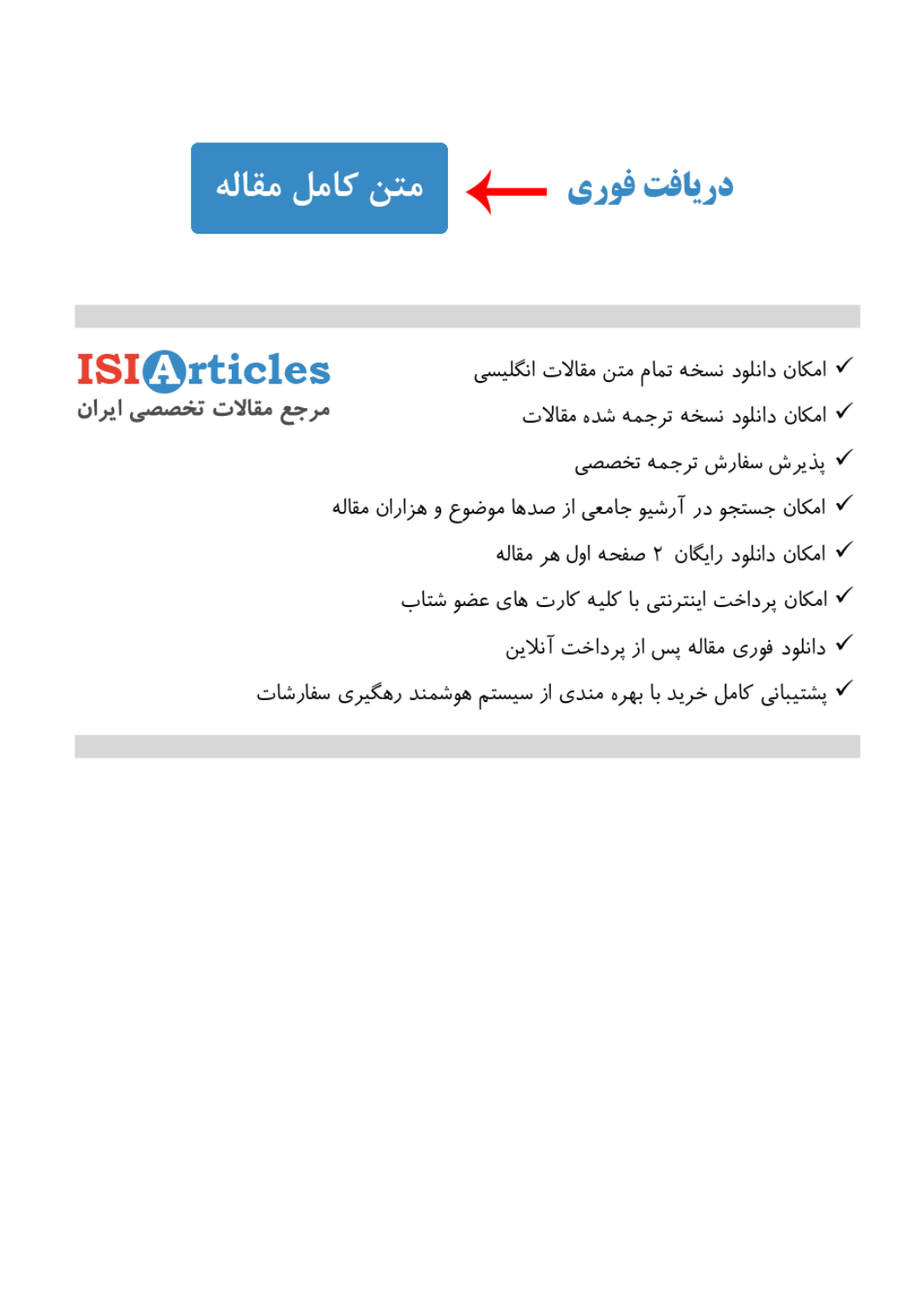دریافت فوری ← **متن کامل مقاله**

**ISIArticles**

**مرجع مقالات تخصصی ایران**

- ✓ امکان دانلود نسخه تمام متن مقالات انگلیسی
- ✓ امکان دانلود نسخه ترجمه شده مقالات
- ✓ پذیرش سفارش ترجمه تخصصی
- ✓ امکان جستجو در آرشیو جامعی از صدها موضوع و هزاران مقاله
- ✓ امکان دانلود رایگان ۲ صفحه اول هر مقاله
- ✓ امکان پرداخت اینترنتی با کلیه کارت های عضو شتاب
- ✓ دانلود فوری مقاله پس از پرداخت آنلاین
- ✓ پشتیبانی کامل خرید با بهره مندی از سیستم هوشمند رهگیری سفارشات